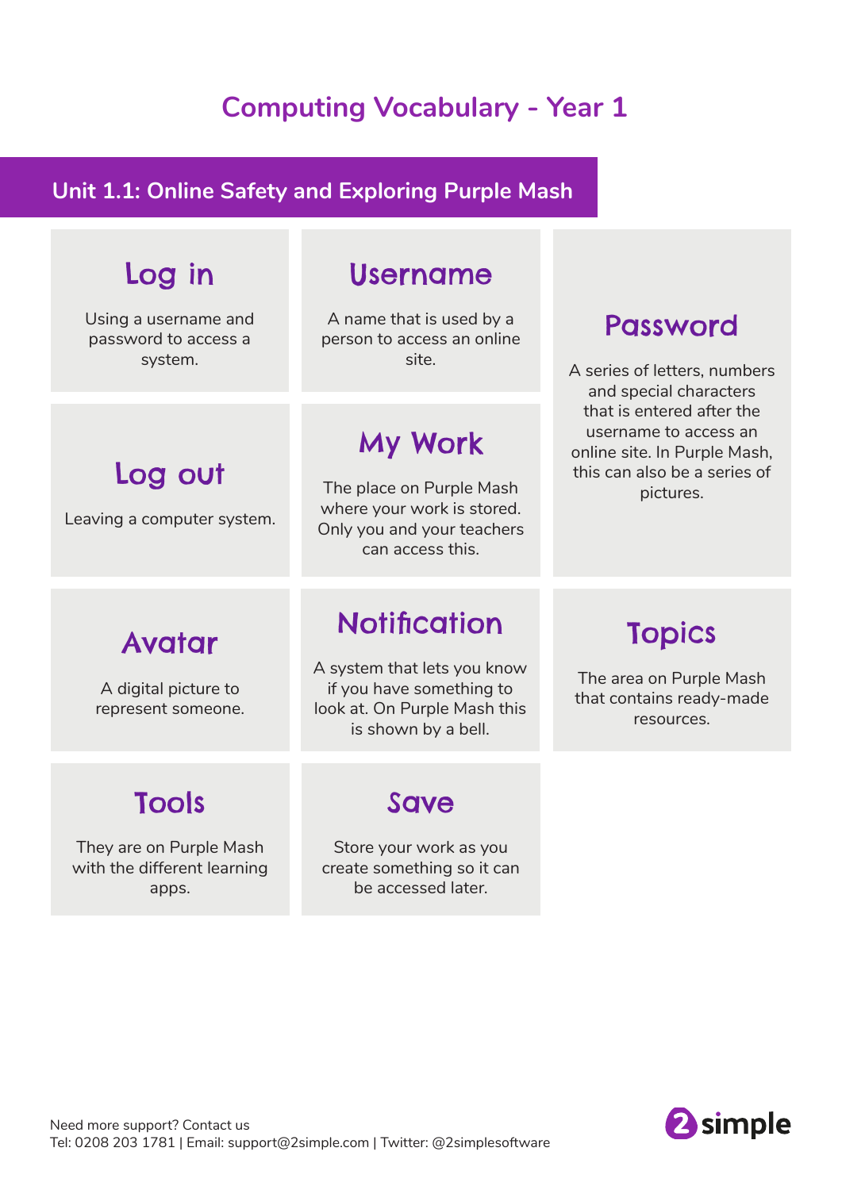# Computing Vocabulary - Year 1

## Unit 1.1: Online Safety and Exploring Purple Mash

### Log in

Using a username and password to access a system.

### Username

A name that is used by a person to access an online site.

### Password

A series of letters, numbers and special characters that is entered after the username to access an online site. In Purple Mash, this can also be a series of pictures.

### Log out

Leaving a computer system.

### My Work

The place on Purple Mash where your work is stored. Only you and your teachers can access this.

### Avatar

A digital picture to represent someone.

### Notification

A system that lets you know if you have something to look at. On Purple Mash this is shown by a bell.

### Topics

The area on Purple Mash that contains ready-made resources.

### Tools

They are on Purple Mash with the different learning apps.

### Save

Store your work as you create something so it can be accessed later.

Need more support? Contact us
Tel: 0208 203 1781 | Email: support@2simple.com | Twitter: @2simplesoftware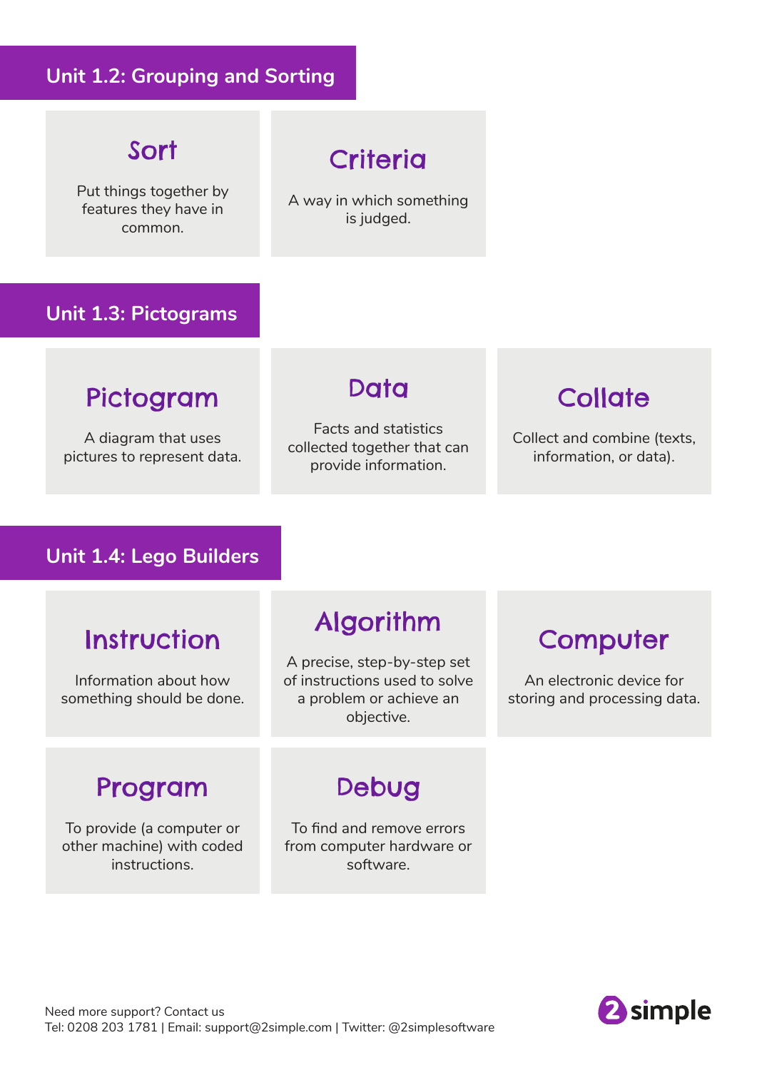## Unit 1.2: Grouping and Sorting

### Sort

Put things together by features they have in common.

### Criteria

A way in which something is judged.

## Unit 1.3: Pictograms

### Pictogram

A diagram that uses pictures to represent data.

### Data

Facts and statistics collected together that can provide information.

### Collate

Collect and combine (texts, information, or data).

## Unit 1.4: Lego Builders

### Instruction

Information about how something should be done.

### Algorithm

A precise, step-by-step set of instructions used to solve a problem or achieve an objective.

### Computer

An electronic device for storing and processing data.

### Program

To provide (a computer or other machine) with coded instructions.

### Debug

To find and remove errors from computer hardware or software.

Need more support? Contact us
Tel: 0208 203 1781 | Email: support@2simple.com | Twitter: @2simplesoftware

2simple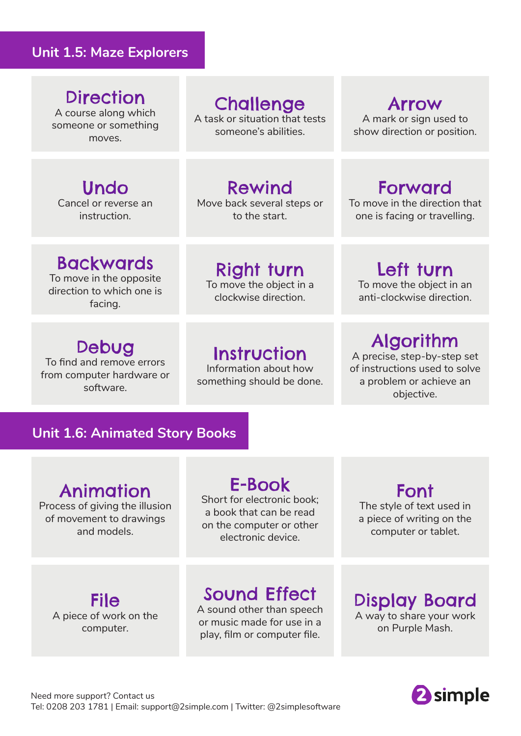## Unit 1.5: Maze Explorers

### Direction
A course along which someone or something moves.

### Challenge
A task or situation that tests someone's abilities.

### Arrow
A mark or sign used to show direction or position.

### Undo
Cancel or reverse an instruction.

### Rewind
Move back several steps or to the start.

### Forward
To move in the direction that one is facing or travelling.

### Backwards
To move in the opposite direction to which one is facing.

### Right turn
To move the object in a clockwise direction.

### Left turn
To move the object in an anti-clockwise direction.

### Debug
To find and remove errors from computer hardware or software.

### Instruction
Information about how something should be done.

### Algorithm
A precise, step-by-step set of instructions used to solve a problem or achieve an objective.

## Unit 1.6: Animated Story Books

### Animation
Process of giving the illusion of movement to drawings and models.

### E-Book
Short for electronic book; a book that can be read on the computer or other electronic device.

### Font
The style of text used in a piece of writing on the computer or tablet.

### File
A piece of work on the computer.

### Sound Effect
A sound other than speech or music made for use in a play, film or computer file.

### Display Board
A way to share your work on Purple Mash.

Need more support? Contact us
Tel: 0208 203 1781 | Email: support@2simple.com | Twitter: @2simplesoftware

2simple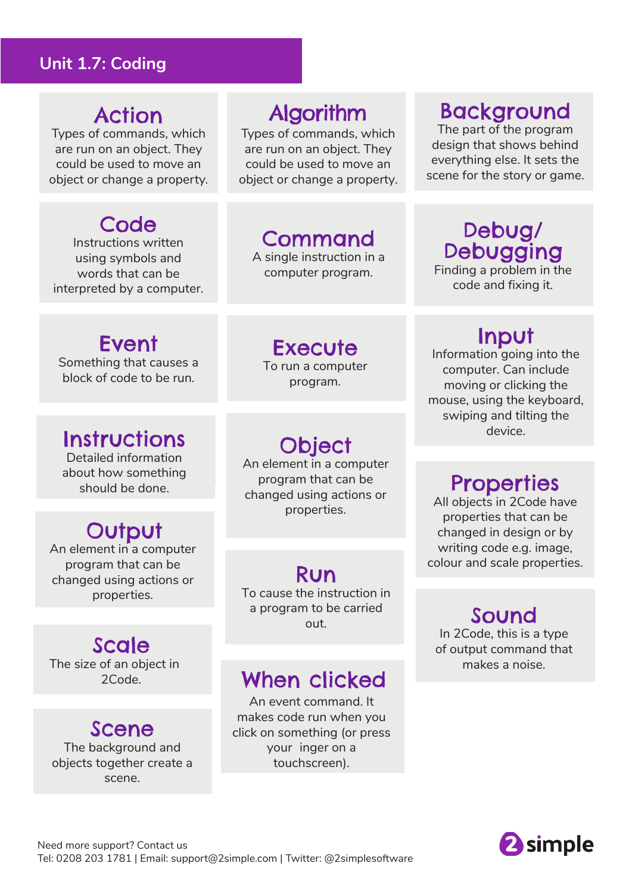# Unit 1.7: Coding

### Action
Types of commands, which are run on an object. They could be used to move an object or change a property.

### Algorithm
Types of commands, which are run on an object. They could be used to move an object or change a property.

### Background
The part of the program design that shows behind everything else. It sets the scene for the story or game.

### Code
Instructions written using symbols and words that can be interpreted by a computer.

### Command
A single instruction in a computer program.

### Debug/ Debugging
Finding a problem in the code and fixing it.

### Event
Something that causes a block of code to be run.

### Execute
To run a computer program.

### Input
Information going into the computer. Can include moving or clicking the mouse, using the keyboard, swiping and tilting the device.

### Instructions
Detailed information about how something should be done.

### Object
An element in a computer program that can be changed using actions or properties.

### Properties
All objects in 2Code have properties that can be changed in design or by writing code e.g. image, colour and scale properties.

### Output
An element in a computer program that can be changed using actions or properties.

### Run
To cause the instruction in a program to be carried out.

### Sound
In 2Code, this is a type of output command that makes a noise.

### Scale
The size of an object in 2Code.

### When clicked
An event command. It makes code run when you click on something (or press your inger on a touchscreen).

### Scene
The background and objects together create a scene.

Need more support? Contact us
Tel: 0208 203 1781 | Email: support@2simple.com | Twitter: @2simplesoftware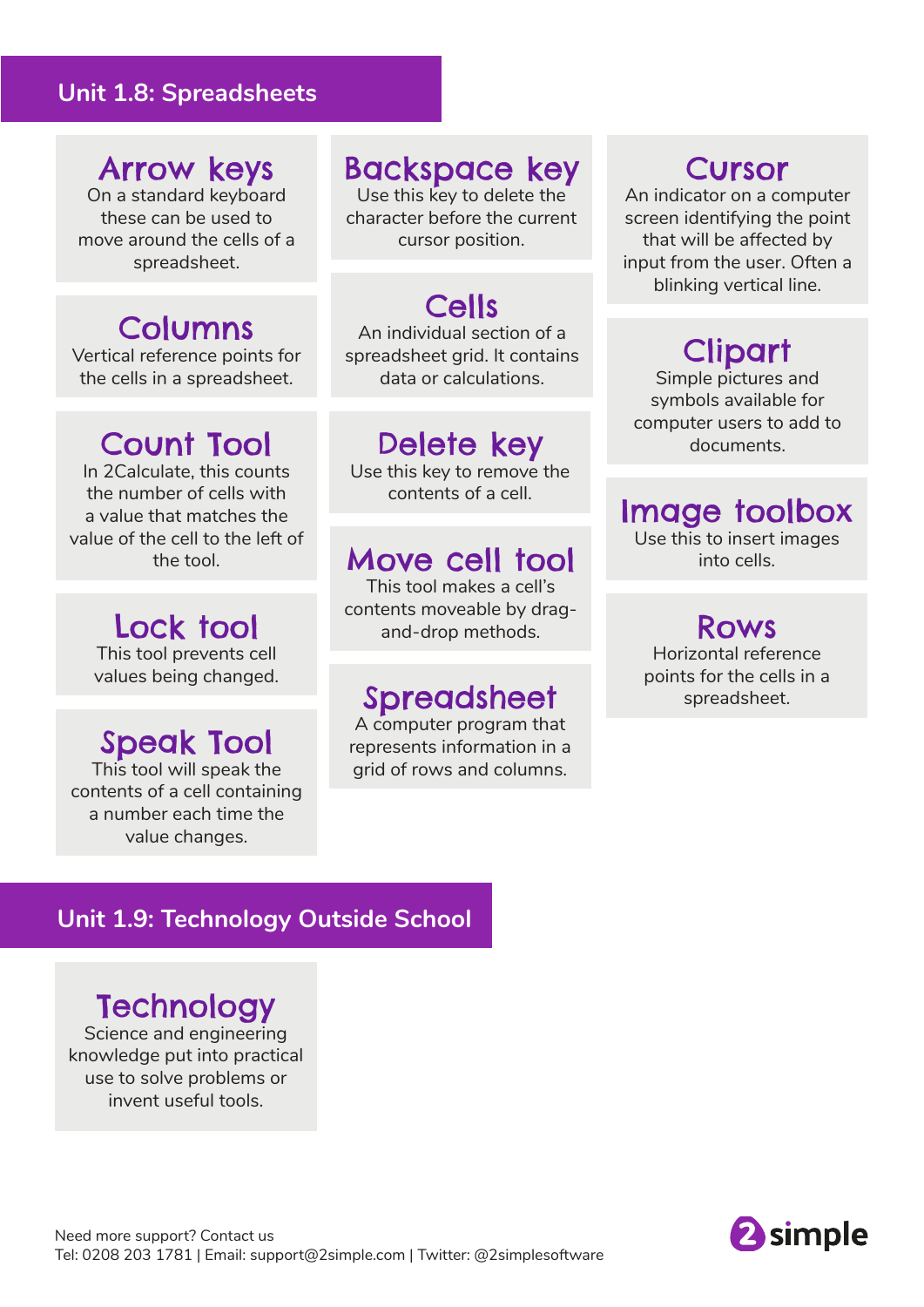## Unit 1.8: Spreadsheets

### Arrow keys
On a standard keyboard these can be used to move around the cells of a spreadsheet.

### Columns
Vertical reference points for the cells in a spreadsheet.

### Count Tool
In 2Calculate, this counts the number of cells with a value that matches the value of the cell to the left of the tool.

### Lock tool
This tool prevents cell values being changed.

### Speak Tool
This tool will speak the contents of a cell containing a number each time the value changes.

### Backspace key
Use this key to delete the character before the current cursor position.

### Cells
An individual section of a spreadsheet grid. It contains data or calculations.

### Delete key
Use this key to remove the contents of a cell.

### Move cell tool
This tool makes a cell's contents moveable by drag-and-drop methods.

### Spreadsheet
A computer program that represents information in a grid of rows and columns.

### Cursor
An indicator on a computer screen identifying the point that will be affected by input from the user. Often a blinking vertical line.

### Clipart
Simple pictures and symbols available for computer users to add to documents.

### Image toolbox
Use this to insert images into cells.

### Rows
Horizontal reference points for the cells in a spreadsheet.

## Unit 1.9: Technology Outside School

### Technology
Science and engineering knowledge put into practical use to solve problems or invent useful tools.

Need more support? Contact us
Tel: 0208 203 1781 | Email: support@2simple.com | Twitter: @2simplesoftware

2simple